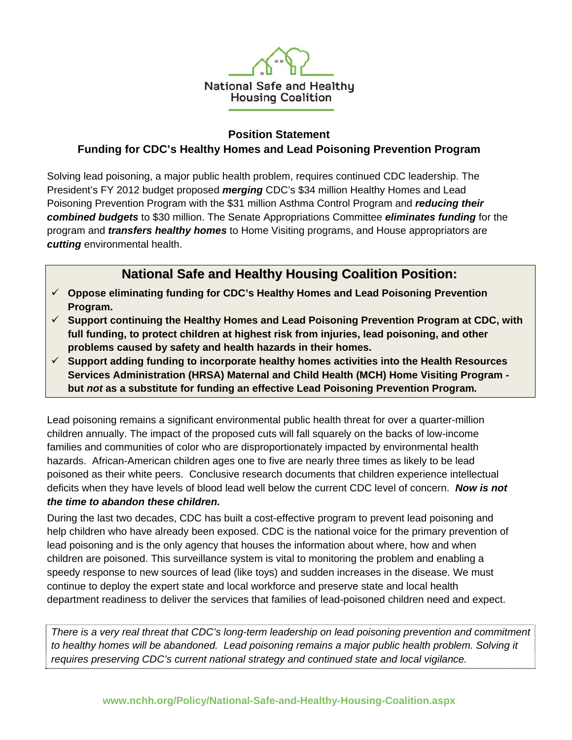National Safe and Healthy Housing Coalition

## Position Statement

## Funding for CDC's Healthy Homes and Lead Poisoning Prevention Program

Solving lead poisoning, a major public health problem, requires continued CDC leadership. The President's FY 2012 budget proposed ***merging*** CDC's $34 million Healthy Homes and Lead Poisoning Prevention Program with the $31 million Asthma Control Program and ***reducing their combined budgets*** to $30 million. The Senate Appropriations Committee ***eliminates funding*** for the program and ***transfers healthy homes*** to Home Visiting programs, and House appropriators are ***cutting*** environmental health.

### National Safe and Healthy Housing Coalition Position:

- ✓ **Oppose eliminating funding for CDC's Healthy Homes and Lead Poisoning Prevention Program.**
- ✓ **Support continuing the Healthy Homes and Lead Poisoning Prevention Program at CDC, with full funding, to protect children at highest risk from injuries, lead poisoning, and other problems caused by safety and health hazards in their homes.**
- ✓ **Support adding funding to incorporate healthy homes activities into the Health Resources Services Administration (HRSA) Maternal and Child Health (MCH) Home Visiting Program - but *not* as a substitute for funding an effective Lead Poisoning Prevention Program.**

Lead poisoning remains a significant environmental public health threat for over a quarter-million children annually. The impact of the proposed cuts will fall squarely on the backs of low-income families and communities of color who are disproportionately impacted by environmental health hazards. African-American children ages one to five are nearly three times as likely to be lead poisoned as their white peers. Conclusive research documents that children experience intellectual deficits when they have levels of blood lead well below the current CDC level of concern. ***Now is not the time to abandon these children.***

During the last two decades, CDC has built a cost-effective program to prevent lead poisoning and help children who have already been exposed. CDC is the national voice for the primary prevention of lead poisoning and is the only agency that houses the information about where, how and when children are poisoned. This surveillance system is vital to monitoring the problem and enabling a speedy response to new sources of lead (like toys) and sudden increases in the disease. We must continue to deploy the expert state and local workforce and preserve state and local health department readiness to deliver the services that families of lead-poisoned children need and expect.

*There is a very real threat that CDC's long-term leadership on lead poisoning prevention and commitment to healthy homes will be abandoned. Lead poisoning remains a major public health problem. Solving it requires preserving CDC's current national strategy and continued state and local vigilance.*

**www.nchh.org/Policy/National-Safe-and-Healthy-Housing-Coalition.aspx**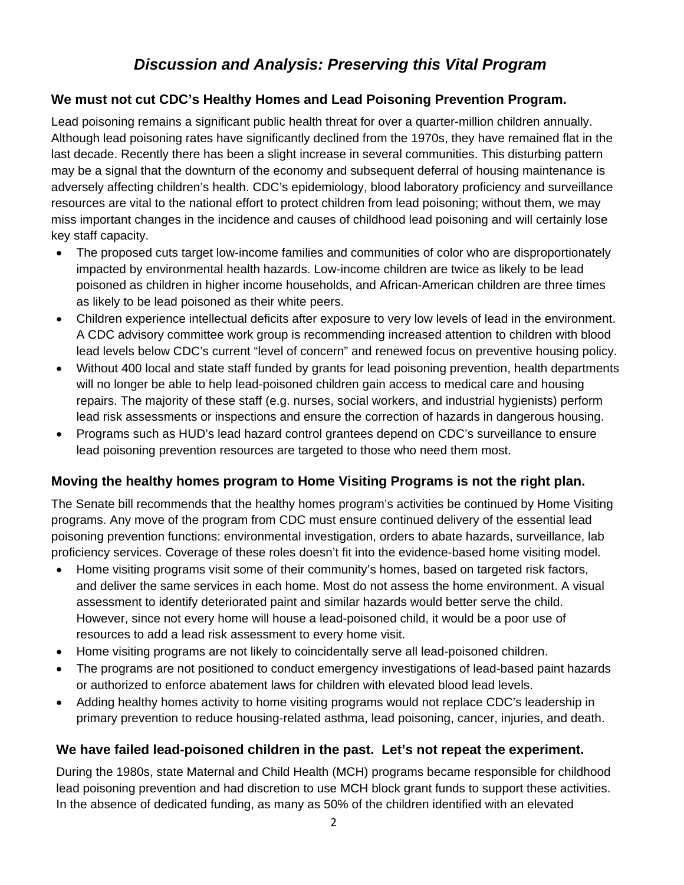# *Discussion and Analysis: Preserving this Vital Program*

## We must not cut CDC's Healthy Homes and Lead Poisoning Prevention Program.

Lead poisoning remains a significant public health threat for over a quarter-million children annually. Although lead poisoning rates have significantly declined from the 1970s, they have remained flat in the last decade. Recently there has been a slight increase in several communities. This disturbing pattern may be a signal that the downturn of the economy and subsequent deferral of housing maintenance is adversely affecting children's health. CDC's epidemiology, blood laboratory proficiency and surveillance resources are vital to the national effort to protect children from lead poisoning; without them, we may miss important changes in the incidence and causes of childhood lead poisoning and will certainly lose key staff capacity.

- The proposed cuts target low-income families and communities of color who are disproportionately impacted by environmental health hazards. Low-income children are twice as likely to be lead poisoned as children in higher income households, and African-American children are three times as likely to be lead poisoned as their white peers.
- Children experience intellectual deficits after exposure to very low levels of lead in the environment. A CDC advisory committee work group is recommending increased attention to children with blood lead levels below CDC's current "level of concern" and renewed focus on preventive housing policy.
- Without 400 local and state staff funded by grants for lead poisoning prevention, health departments will no longer be able to help lead-poisoned children gain access to medical care and housing repairs. The majority of these staff (e.g. nurses, social workers, and industrial hygienists) perform lead risk assessments or inspections and ensure the correction of hazards in dangerous housing.
- Programs such as HUD's lead hazard control grantees depend on CDC's surveillance to ensure lead poisoning prevention resources are targeted to those who need them most.

## Moving the healthy homes program to Home Visiting Programs is not the right plan.

The Senate bill recommends that the healthy homes program's activities be continued by Home Visiting programs. Any move of the program from CDC must ensure continued delivery of the essential lead poisoning prevention functions: environmental investigation, orders to abate hazards, surveillance, lab proficiency services. Coverage of these roles doesn't fit into the evidence-based home visiting model.

- Home visiting programs visit some of their community's homes, based on targeted risk factors, and deliver the same services in each home. Most do not assess the home environment. A visual assessment to identify deteriorated paint and similar hazards would better serve the child. However, since not every home will house a lead-poisoned child, it would be a poor use of resources to add a lead risk assessment to every home visit.
- Home visiting programs are not likely to coincidentally serve all lead-poisoned children.
- The programs are not positioned to conduct emergency investigations of lead-based paint hazards or authorized to enforce abatement laws for children with elevated blood lead levels.
- Adding healthy homes activity to home visiting programs would not replace CDC's leadership in primary prevention to reduce housing-related asthma, lead poisoning, cancer, injuries, and death.

## We have failed lead-poisoned children in the past. Let's not repeat the experiment.

During the 1980s, state Maternal and Child Health (MCH) programs became responsible for childhood lead poisoning prevention and had discretion to use MCH block grant funds to support these activities. In the absence of dedicated funding, as many as 50% of the children identified with an elevated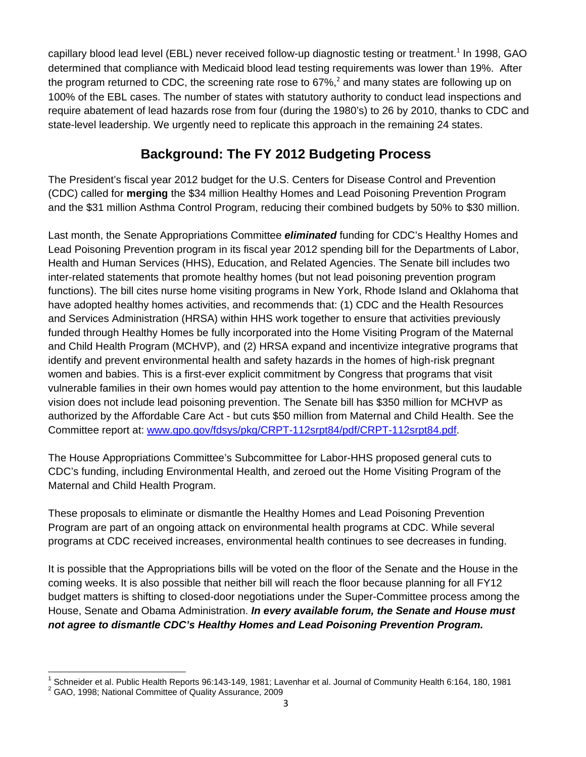capillary blood lead level (EBL) never received follow-up diagnostic testing or treatment.[1] In 1998, GAO determined that compliance with Medicaid blood lead testing requirements was lower than 19%. After the program returned to CDC, the screening rate rose to 67%,[2] and many states are following up on 100% of the EBL cases. The number of states with statutory authority to conduct lead inspections and require abatement of lead hazards rose from four (during the 1980's) to 26 by 2010, thanks to CDC and state-level leadership. We urgently need to replicate this approach in the remaining 24 states.

## Background: The FY 2012 Budgeting Process

The President's fiscal year 2012 budget for the U.S. Centers for Disease Control and Prevention (CDC) called for **merging** the $34 million Healthy Homes and Lead Poisoning Prevention Program and the $31 million Asthma Control Program, reducing their combined budgets by 50% to $30 million.

Last month, the Senate Appropriations Committee ***eliminated*** funding for CDC's Healthy Homes and Lead Poisoning Prevention program in its fiscal year 2012 spending bill for the Departments of Labor, Health and Human Services (HHS), Education, and Related Agencies. The Senate bill includes two inter-related statements that promote healthy homes (but not lead poisoning prevention program functions). The bill cites nurse home visiting programs in New York, Rhode Island and Oklahoma that have adopted healthy homes activities, and recommends that: (1) CDC and the Health Resources and Services Administration (HRSA) within HHS work together to ensure that activities previously funded through Healthy Homes be fully incorporated into the Home Visiting Program of the Maternal and Child Health Program (MCHVP), and (2) HRSA expand and incentivize integrative programs that identify and prevent environmental health and safety hazards in the homes of high-risk pregnant women and babies. This is a first-ever explicit commitment by Congress that programs that visit vulnerable families in their own homes would pay attention to the home environment, but this laudable vision does not include lead poisoning prevention. The Senate bill has $350 million for MCHVP as authorized by the Affordable Care Act - but cuts $50 million from Maternal and Child Health. See the Committee report at: [www.gpo.gov/fdsys/pkg/CRPT-112srpt84/pdf/CRPT-112srpt84.pdf](www.gpo.gov/fdsys/pkg/CRPT-112srpt84/pdf/CRPT-112srpt84.pdf).

The House Appropriations Committee's Subcommittee for Labor-HHS proposed general cuts to CDC's funding, including Environmental Health, and zeroed out the Home Visiting Program of the Maternal and Child Health Program.

These proposals to eliminate or dismantle the Healthy Homes and Lead Poisoning Prevention Program are part of an ongoing attack on environmental health programs at CDC. While several programs at CDC received increases, environmental health continues to see decreases in funding.

It is possible that the Appropriations bills will be voted on the floor of the Senate and the House in the coming weeks. It is also possible that neither bill will reach the floor because planning for all FY12 budget matters is shifting to closed-door negotiations under the Super-Committee process among the House, Senate and Obama Administration. ***In every available forum, the Senate and House must not agree to dismantle CDC's Healthy Homes and Lead Poisoning Prevention Program.***

---

[1] Schneider et al. Public Health Reports 96:143-149, 1981; Lavenhar et al. Journal of Community Health 6:164, 180, 1981

[2] GAO, 1998; National Committee of Quality Assurance, 2009